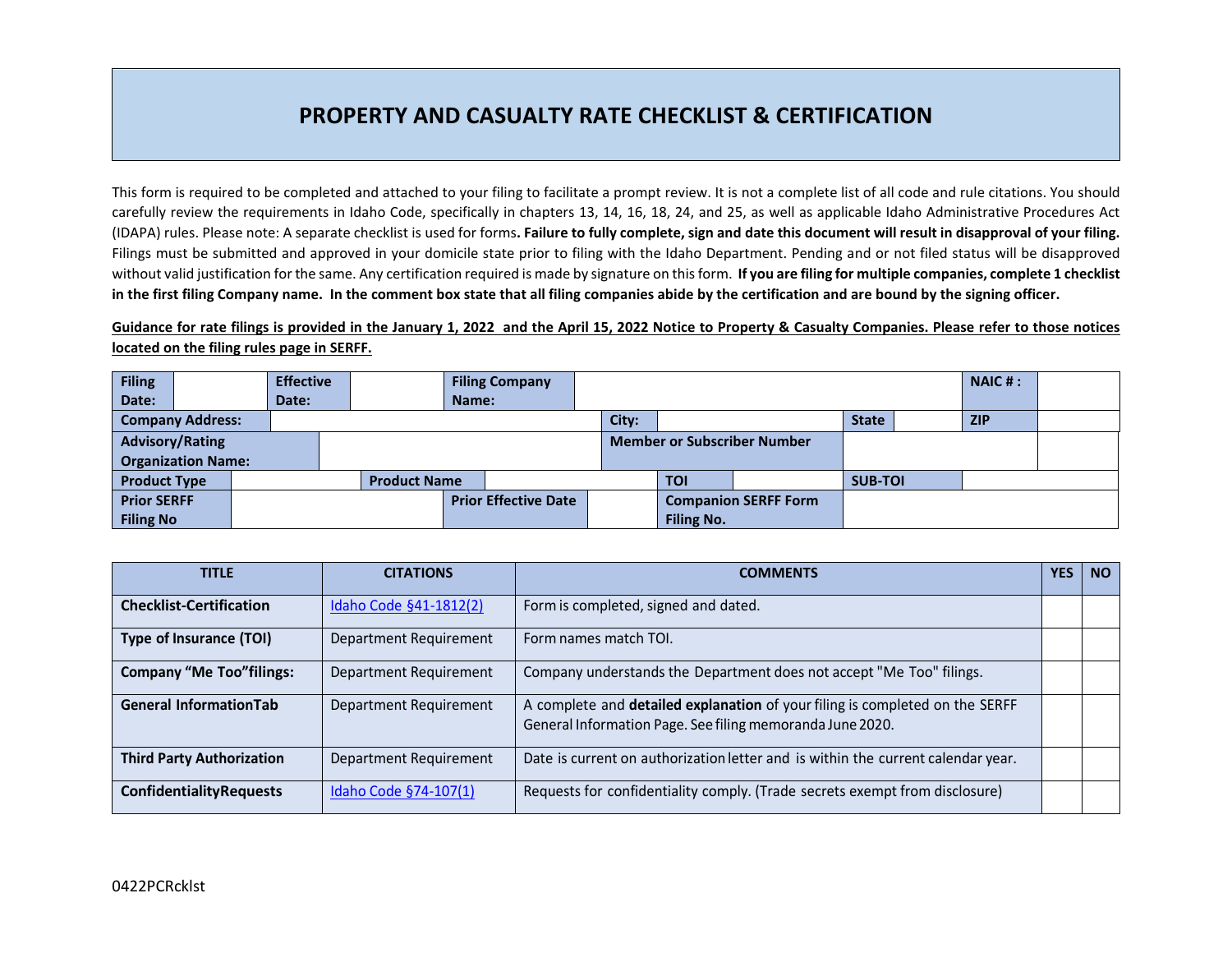# PROPERTY AND CASUALTY RATE CHECKLIST & CERTIFICATION

This form is required to be completed and attached to your filing to facilitate a prompt review. It is not a complete list of all code and rule citations. You should carefully review the requirements in Idaho Code, specifically in chapters 13, 14, 16, 18, 24, and 25, as well as applicable Idaho Administrative Procedures Act (IDAPA) rules. Please note: A separate checklist is used for forms**. Failure to fully complete, sign and date this document will result in disapproval of your filing.** Filings must be submitted and approved in your domicile state prior to filing with the Idaho Department. Pending and or not filed status will be disapproved without valid justification for the same. Any certification required is made by signature on this form. **If you are filing for multiple companies, complete 1 checklist in the first filing Company name. In the comment box state that all filing companies abide by the certification and are bound by the signing officer.**

**Guidance for rate filings is provided in the January 1, 2022 and the April 15, 2022 Notice to Property & Casualty Companies. Please refer to those notices located on the filing rules page in SERFF.**

| **Filing Date:** | | **Effective Date:** | | **Filing Company Name:** | | **NAIC # :** | |
|---|---|---|---|---|---|---|---|
| **Company Address:** | | **City:** | | **State** | | **ZIP** | |
| **Advisory/Rating Organization Name:** | | **Member or Subscriber Number** | | | | | |
| **Product Type** | | **Product Name** | | **TOI** | | **SUB-TOI** | |
| **Prior SERFF Filing No** | | **Prior Effective Date** | | **Companion SERFF Form Filing No.** | | | |

| TITLE | CITATIONS | COMMENTS | YES | NO |
|---|---|---|---|---|
| **Checklist-Certification** | Idaho Code §41-1812(2) | Form is completed, signed and dated. | | |
| **Type of Insurance (TOI)** | Department Requirement | Form names match TOI. | | |
| **Company "Me Too"filings:** | Department Requirement | Company understands the Department does not accept "Me Too" filings. | | |
| **General InformationTab** | Department Requirement | A complete and **detailed explanation** of your filing is completed on the SERFF General Information Page. See filing memoranda June 2020. | | |
| **Third Party Authorization** | Department Requirement | Date is current on authorization letter and is within the current calendar year. | | |
| **ConfidentialityRequests** | Idaho Code §74-107(1) | Requests for confidentiality comply. (Trade secrets exempt from disclosure) | | |

0422PCRcklst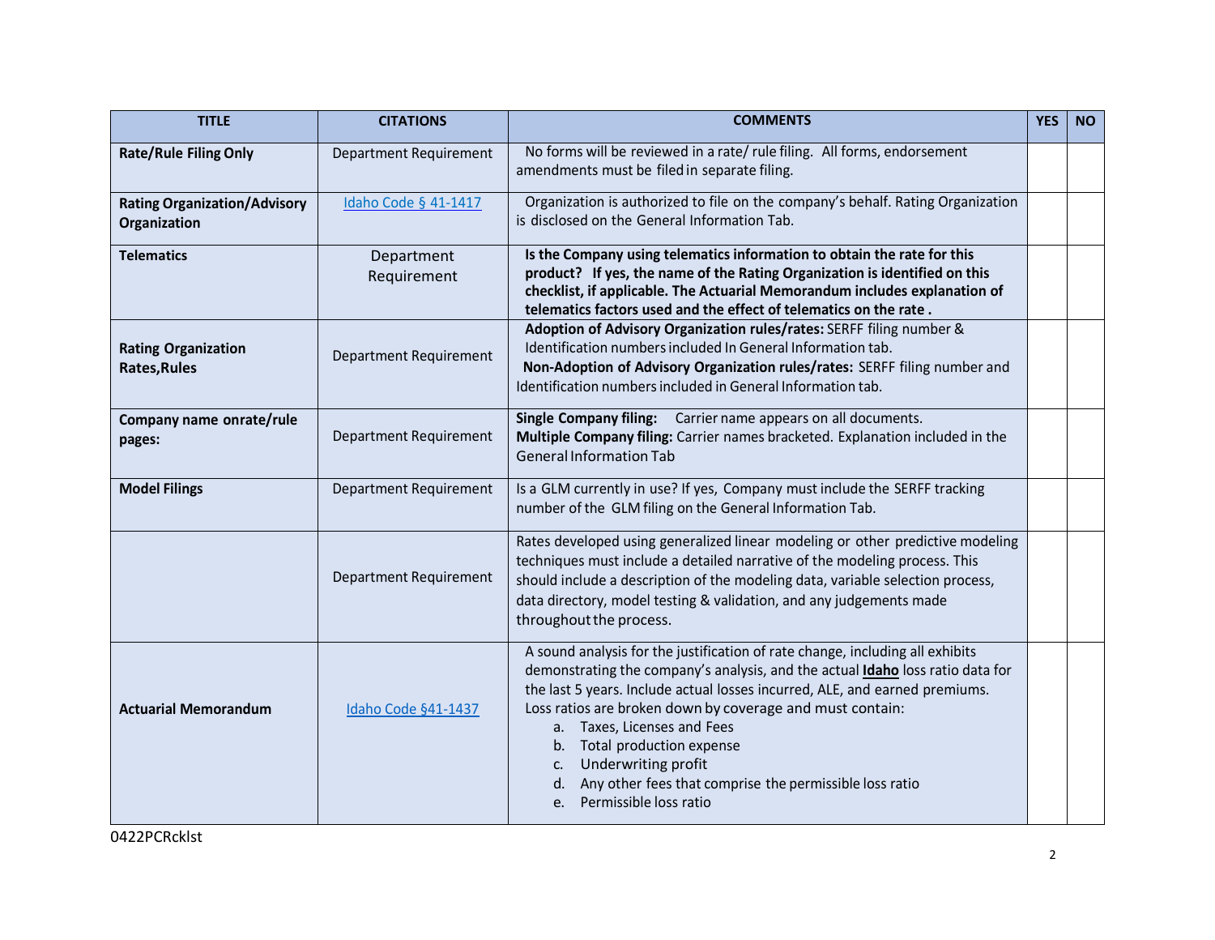| TITLE | CITATIONS | COMMENTS | YES | NO |
|---|---|---|---|---|
| **Rate/Rule Filing Only** | Department Requirement | No forms will be reviewed in a rate/ rule filing. All forms, endorsement amendments must be filed in separate filing. | | |
| **Rating Organization/Advisory Organization** | Idaho Code § 41-1417 | Organization is authorized to file on the company's behalf. Rating Organization is disclosed on the General Information Tab. | | |
| **Telematics** | Department Requirement | **Is the Company using telematics information to obtain the rate for this product? If yes, the name of the Rating Organization is identified on this checklist, if applicable. The Actuarial Memorandum includes explanation of telematics factors used and the effect of telematics on the rate .** | | |
| **Rating Organization Rates,Rules** | Department Requirement | **Adoption of Advisory Organization rules/rates:** SERFF filing number & Identification numbers included In General Information tab. **Non-Adoption of Advisory Organization rules/rates:** SERFF filing number and Identification numbers included in General Information tab. | | |
| **Company name onrate/rule pages:** | Department Requirement | **Single Company filing:** Carrier name appears on all documents. **Multiple Company filing:** Carrier names bracketed. Explanation included in the General Information Tab | | |
| **Model Filings** | Department Requirement | Is a GLM currently in use? If yes, Company must include the SERFF tracking number of the GLM filing on the General Information Tab. | | |
| | Department Requirement | Rates developed using generalized linear modeling or other predictive modeling techniques must include a detailed narrative of the modeling process. This should include a description of the modeling data, variable selection process, data directory, model testing & validation, and any judgements made throughout the process. | | |
| **Actuarial Memorandum** | Idaho Code §41-1437 | A sound analysis for the justification of rate change, including all exhibits demonstrating the company's analysis, and the actual **Idaho** loss ratio data for the last 5 years. Include actual losses incurred, ALE, and earned premiums. Loss ratios are broken down by coverage and must contain: a. Taxes, Licenses and Fees b. Total production expense c. Underwriting profit d. Any other fees that comprise the permissible loss ratio e. Permissible loss ratio | | |

0422PCRcklst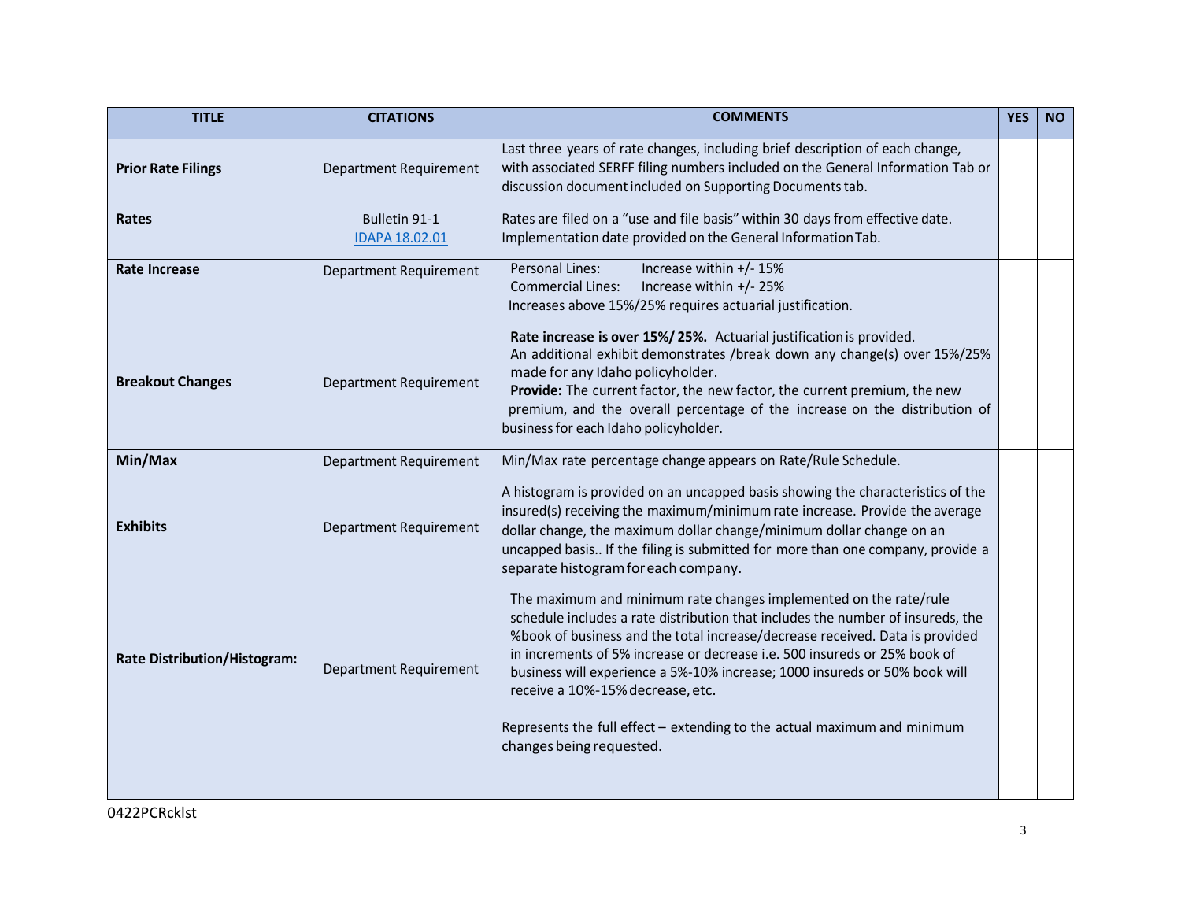| TITLE | CITATIONS | COMMENTS | YES | NO |
|---|---|---|---|---|
| **Prior Rate Filings** | Department Requirement | Last three years of rate changes, including brief description of each change, with associated SERFF filing numbers included on the General Information Tab or discussion document included on Supporting Documents tab. | | |
| **Rates** | Bulletin 91-1 [IDAPA 18.02.01](#) | Rates are filed on a "use and file basis" within 30 days from effective date. Implementation date provided on the General Information Tab. | | |
| **Rate Increase** | Department Requirement | Personal Lines: Increase within +/- 15%<br>Commercial Lines: Increase within +/- 25%<br>Increases above 15%/25% requires actuarial justification. | | |
| **Breakout Changes** | Department Requirement | **Rate increase is over 15%/ 25%.** Actuarial justification is provided.<br>An additional exhibit demonstrates /break down any change(s) over 15%/25% made for any Idaho policyholder.<br>**Provide:** The current factor, the new factor, the current premium, the new premium, and the overall percentage of the increase on the distribution of business for each Idaho policyholder. | | |
| **Min/Max** | Department Requirement | Min/Max rate percentage change appears on Rate/Rule Schedule. | | |
| **Exhibits** | Department Requirement | A histogram is provided on an uncapped basis showing the characteristics of the insured(s) receiving the maximum/minimum rate increase. Provide the average dollar change, the maximum dollar change/minimum dollar change on an uncapped basis.. If the filing is submitted for more than one company, provide a separate histogram for each company. | | |
| **Rate Distribution/Histogram:** | Department Requirement | The maximum and minimum rate changes implemented on the rate/rule schedule includes a rate distribution that includes the number of insureds, the %book of business and the total increase/decrease received. Data is provided in increments of 5% increase or decrease i.e. 500 insureds or 25% book of business will experience a 5%-10% increase; 1000 insureds or 50% book will receive a 10%-15% decrease, etc.<br><br>Represents the full effect – extending to the actual maximum and minimum changes being requested. | | |

0422PCRcklst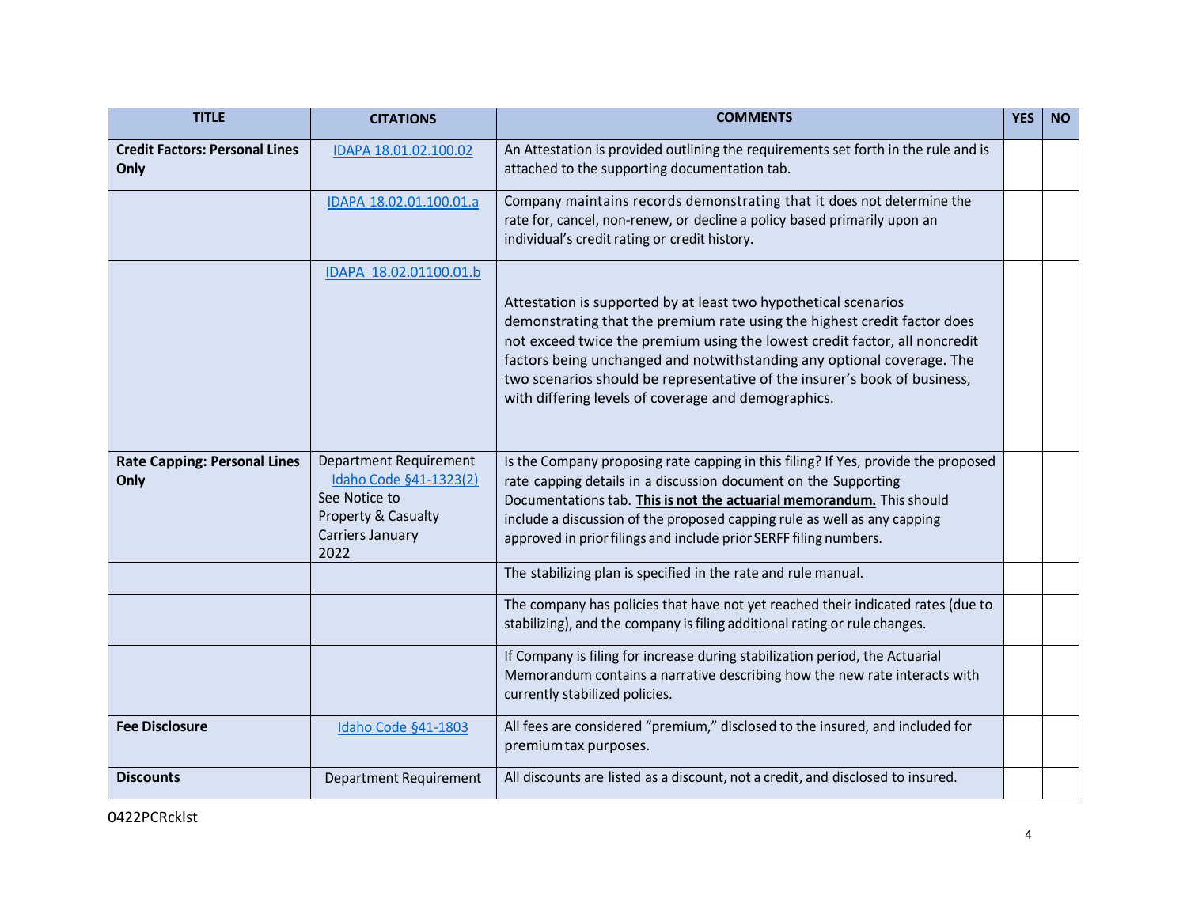| TITLE | CITATIONS | COMMENTS | YES | NO |
|---|---|---|---|---|
| **Credit Factors: Personal Lines Only** | IDAPA 18.01.02.100.02 | An Attestation is provided outlining the requirements set forth in the rule and is attached to the supporting documentation tab. | | |
| | IDAPA 18.02.01.100.01.a | Company maintains records demonstrating that it does not determine the rate for, cancel, non-renew, or decline a policy based primarily upon an individual's credit rating or credit history. | | |
| | IDAPA 18.02.01100.01.b | Attestation is supported by at least two hypothetical scenarios demonstrating that the premium rate using the highest credit factor does not exceed twice the premium using the lowest credit factor, all noncredit factors being unchanged and notwithstanding any optional coverage. The two scenarios should be representative of the insurer's book of business, with differing levels of coverage and demographics. | | |
| **Rate Capping: Personal Lines Only** | Department Requirement Idaho Code §41-1323(2) See Notice to Property & Casualty Carriers January 2022 | Is the Company proposing rate capping in this filing? If Yes, provide the proposed rate capping details in a discussion document on the Supporting Documentations tab. **This is not the actuarial memorandum.** This should include a discussion of the proposed capping rule as well as any capping approved in prior filings and include prior SERFF filing numbers. | | |
| | | The stabilizing plan is specified in the rate and rule manual. | | |
| | | The company has policies that have not yet reached their indicated rates (due to stabilizing), and the company is filing additional rating or rule changes. | | |
| | | If Company is filing for increase during stabilization period, the Actuarial Memorandum contains a narrative describing how the new rate interacts with currently stabilized policies. | | |
| **Fee Disclosure** | Idaho Code §41-1803 | All fees are considered "premium," disclosed to the insured, and included for premium tax purposes. | | |
| **Discounts** | Department Requirement | All discounts are listed as a discount, not a credit, and disclosed to insured. | | |

0422PCRcklst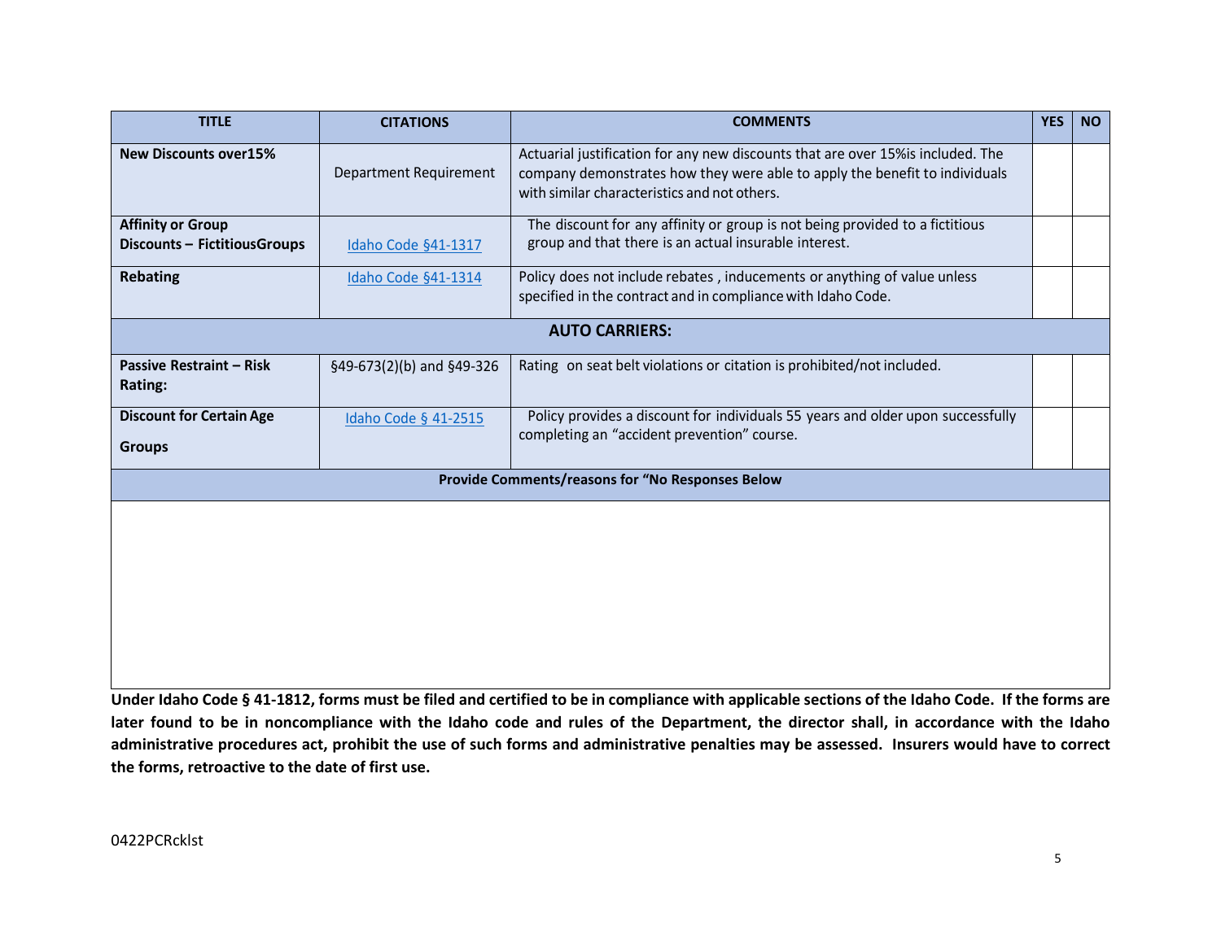| TITLE | CITATIONS | COMMENTS | YES | NO |
| --- | --- | --- | --- | --- |
| **New Discounts over15%** | Department Requirement | Actuarial justification for any new discounts that are over 15%is included. The company demonstrates how they were able to apply the benefit to individuals with similar characteristics and not others. | | |
| **Affinity or Group Discounts – FictitiousGroups** | Idaho Code §41-1317 | The discount for any affinity or group is not being provided to a fictitious group and that there is an actual insurable interest. | | |
| **Rebating** | Idaho Code §41-1314 | Policy does not include rebates , inducements or anything of value unless specified in the contract and in compliance with Idaho Code. | | |
| **AUTO CARRIERS:** | | | | |
| **Passive Restraint – Risk Rating:** | §49-673(2)(b) and §49-326 | Rating on seat belt violations or citation is prohibited/not included. | | |
| **Discount for Certain Age Groups** | Idaho Code § 41-2515 | Policy provides a discount for individuals 55 years and older upon successfully completing an “accident prevention” course. | | |
| **Provide Comments/reasons for “No Responses Below** | | | | |
| | | | | |

**Under Idaho Code § 41-1812, forms must be filed and certified to be in compliance with applicable sections of the Idaho Code. If the forms are later found to be in noncompliance with the Idaho code and rules of the Department, the director shall, in accordance with the Idaho administrative procedures act, prohibit the use of such forms and administrative penalties may be assessed. Insurers would have to correct the forms, retroactive to the date of first use.**

0422PCRcklst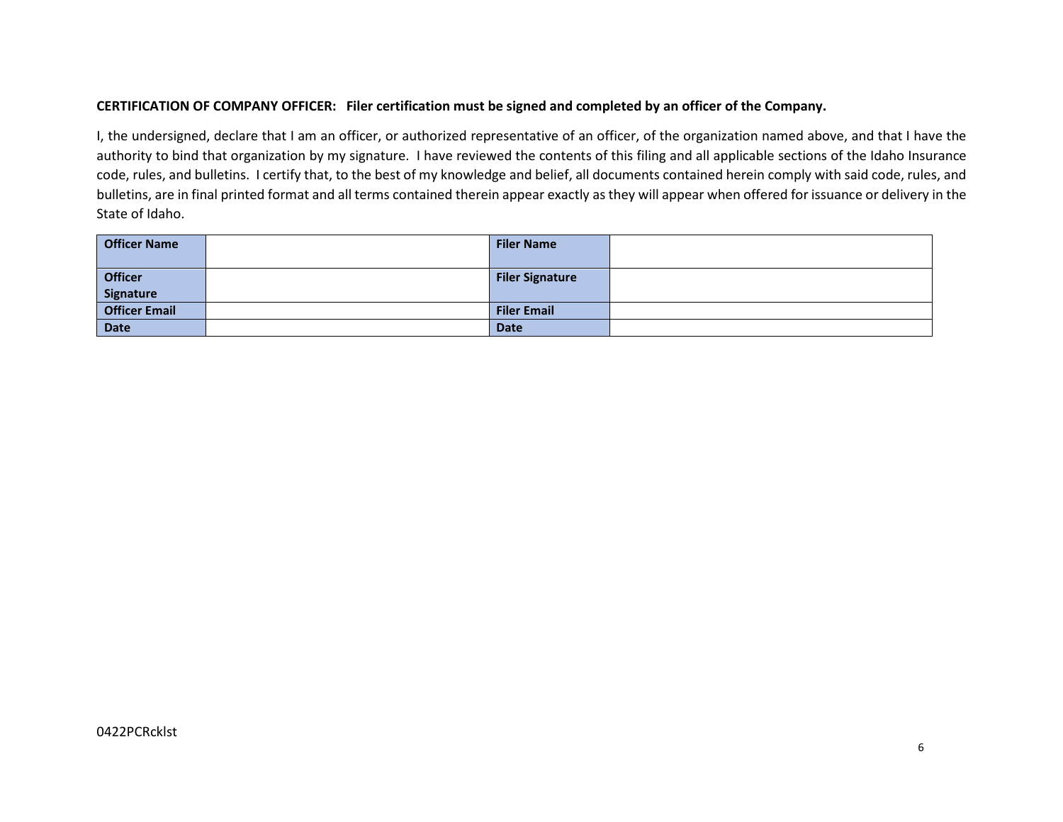**CERTIFICATION OF COMPANY OFFICER: Filer certification must be signed and completed by an officer of the Company.**

I, the undersigned, declare that I am an officer, or authorized representative of an officer, of the organization named above, and that I have the authority to bind that organization by my signature. I have reviewed the contents of this filing and all applicable sections of the Idaho Insurance code, rules, and bulletins. I certify that, to the best of my knowledge and belief, all documents contained herein comply with said code, rules, and bulletins, are in final printed format and all terms contained therein appear exactly as they will appear when offered for issuance or delivery in the State of Idaho.

| | | | |
|---|---|---|---|
| **Officer Name** | | **Filer Name** | |
| **Officer Signature** | | **Filer Signature** | |
| **Officer Email** | | **Filer Email** | |
| **Date** | | **Date** | |

0422PCRcklst